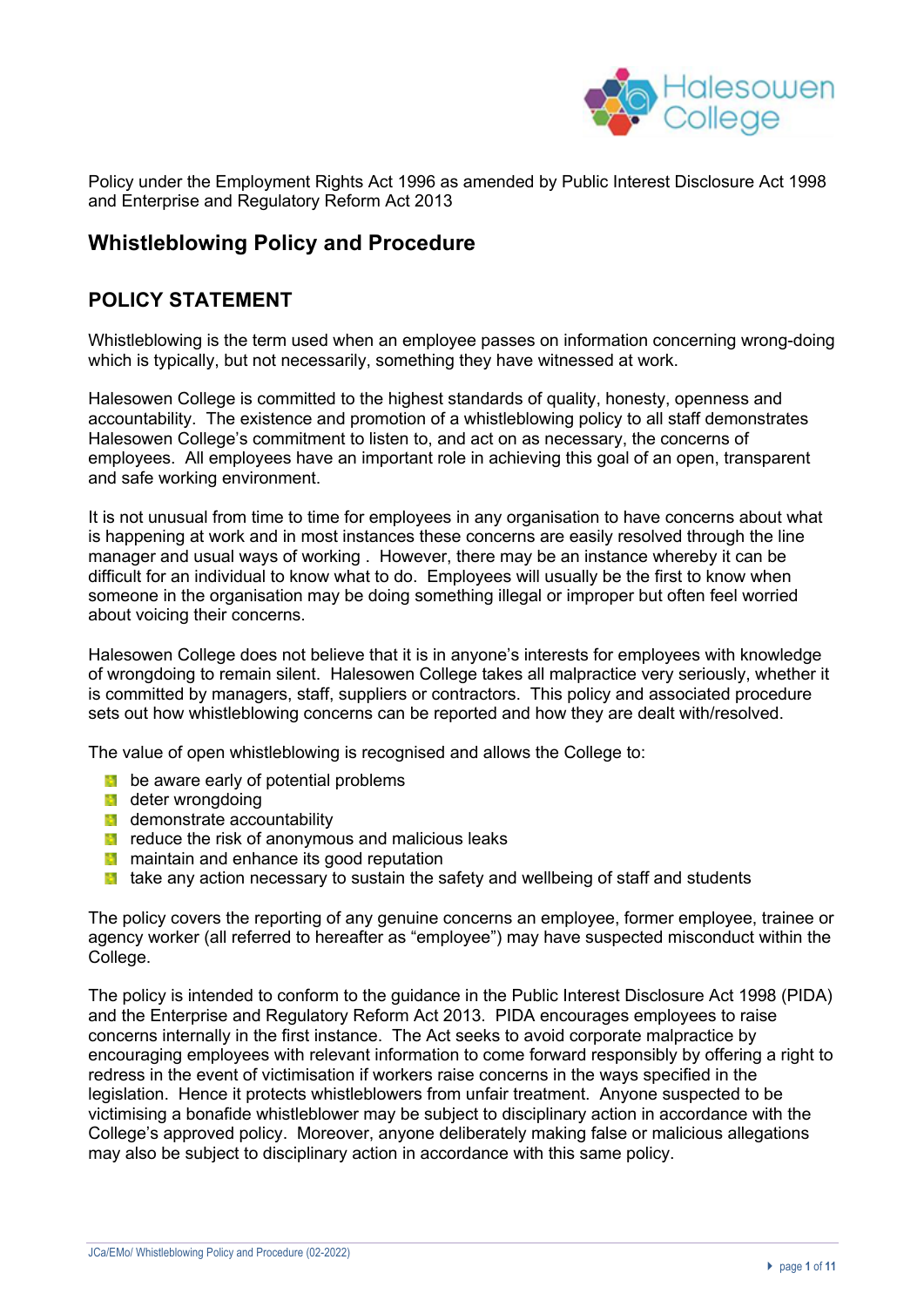Policy under the Employment Rights Act 1996 as amended by Public Interest Disclosure Act 1998 and Enterprise and Regulatory Reform Act 2013

# Whistleblowing Policy and Procedure

## POLICY STATEMENT

Whistleblowing is the term used when an employee passes on information concerning wrong-doing which is typically, but not necessarily, something they have witnessed at work.

Halesowen College is committed to the highest standards of quality, honesty, openness and accountability. The existence and promotion of a whistleblowing policy to all staff demonstrates Halesowen College's commitment to listen to, and act on as necessary, the concerns of employees. All employees have an important role in achieving this goal of an open, transparent and safe working environment.

It is not unusual from time to time for employees in any organisation to have concerns about what is happening at work and in most instances these concerns are easily resolved through the line manager and usual ways of working . However, there may be an instance whereby it can be difficult for an individual to know what to do. Employees will usually be the first to know when someone in the organisation may be doing something illegal or improper but often feel worried about voicing their concerns.

Halesowen College does not believe that it is in anyone's interests for employees with knowledge of wrongdoing to remain silent. Halesowen College takes all malpractice very seriously, whether it is committed by managers, staff, suppliers or contractors. This policy and associated procedure sets out how whistleblowing concerns can be reported and how they are dealt with/resolved.

The value of open whistleblowing is recognised and allows the College to:

- be aware early of potential problems
- deter wrongdoing
- demonstrate accountability
- reduce the risk of anonymous and malicious leaks
- maintain and enhance its good reputation
- take any action necessary to sustain the safety and wellbeing of staff and students

The policy covers the reporting of any genuine concerns an employee, former employee, trainee or agency worker (all referred to hereafter as "employee") may have suspected misconduct within the College.

The policy is intended to conform to the guidance in the Public Interest Disclosure Act 1998 (PIDA) and the Enterprise and Regulatory Reform Act 2013. PIDA encourages employees to raise concerns internally in the first instance. The Act seeks to avoid corporate malpractice by encouraging employees with relevant information to come forward responsibly by offering a right to redress in the event of victimisation if workers raise concerns in the ways specified in the legislation. Hence it protects whistleblowers from unfair treatment. Anyone suspected to be victimising a bonafide whistleblower may be subject to disciplinary action in accordance with the College's approved policy. Moreover, anyone deliberately making false or malicious allegations may also be subject to disciplinary action in accordance with this same policy.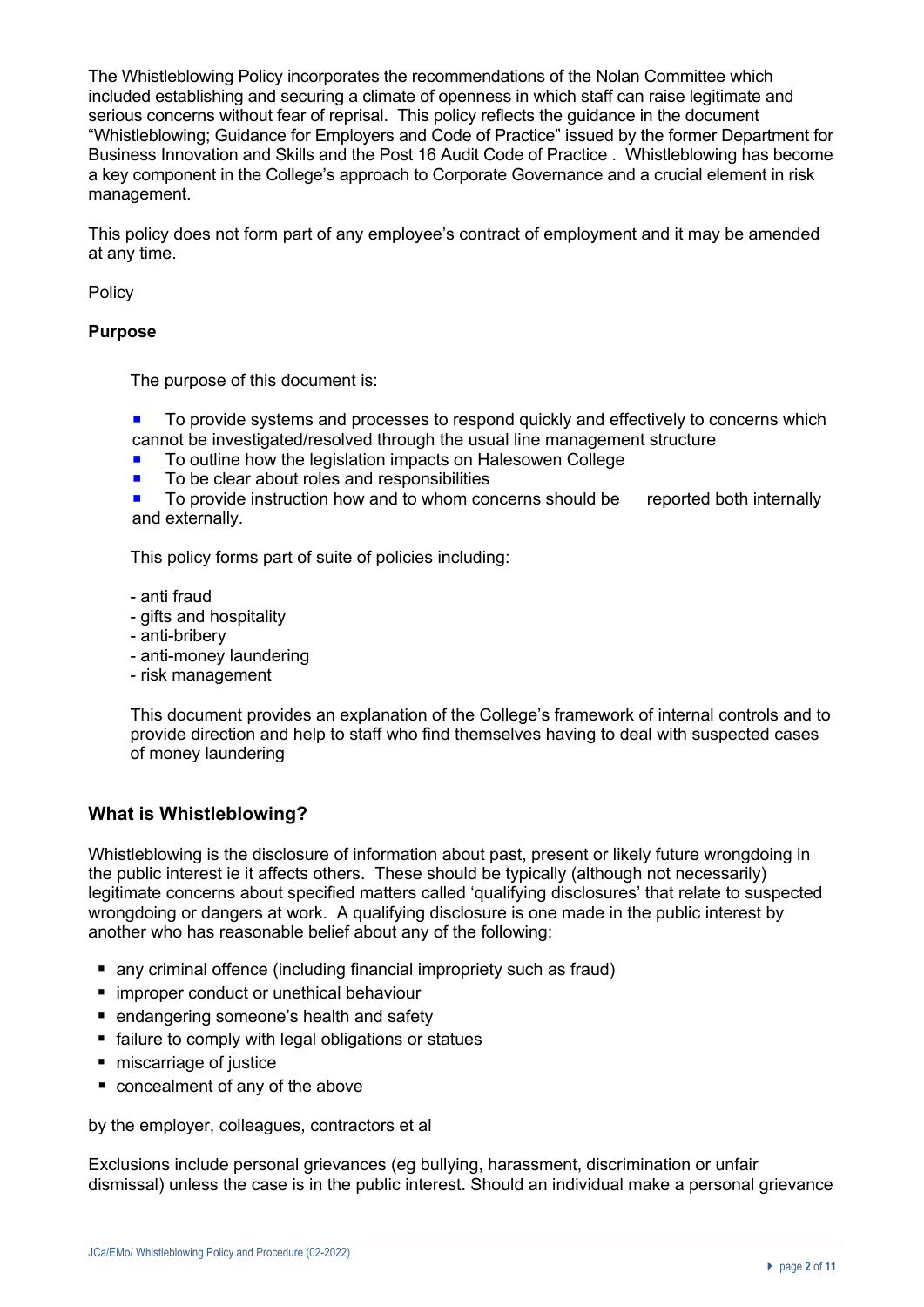The Whistleblowing Policy incorporates the recommendations of the Nolan Committee which included establishing and securing a climate of openness in which staff can raise legitimate and serious concerns without fear of reprisal. This policy reflects the guidance in the document "Whistleblowing; Guidance for Employers and Code of Practice" issued by the former Department for Business Innovation and Skills and the Post 16 Audit Code of Practice . Whistleblowing has become a key component in the College's approach to Corporate Governance and a crucial element in risk management.

This policy does not form part of any employee's contract of employment and it may be amended at any time.

Policy

**Purpose**

The purpose of this document is:

- To provide systems and processes to respond quickly and effectively to concerns which cannot be investigated/resolved through the usual line management structure
- To outline how the legislation impacts on Halesowen College
- To be clear about roles and responsibilities
- To provide instruction how and to whom concerns should be reported both internally and externally.

This policy forms part of suite of policies including:

- anti fraud
- gifts and hospitality
- anti-bribery
- anti-money laundering
- risk management

This document provides an explanation of the College's framework of internal controls and to provide direction and help to staff who find themselves having to deal with suspected cases of money laundering

## What is Whistleblowing?

Whistleblowing is the disclosure of information about past, present or likely future wrongdoing in the public interest ie it affects others. These should be typically (although not necessarily) legitimate concerns about specified matters called 'qualifying disclosures' that relate to suspected wrongdoing or dangers at work. A qualifying disclosure is one made in the public interest by another who has reasonable belief about any of the following:

- any criminal offence (including financial impropriety such as fraud)
- improper conduct or unethical behaviour
- endangering someone's health and safety
- failure to comply with legal obligations or statues
- miscarriage of justice
- concealment of any of the above

by the employer, colleagues, contractors et al

Exclusions include personal grievances (eg bullying, harassment, discrimination or unfair dismissal) unless the case is in the public interest. Should an individual make a personal grievance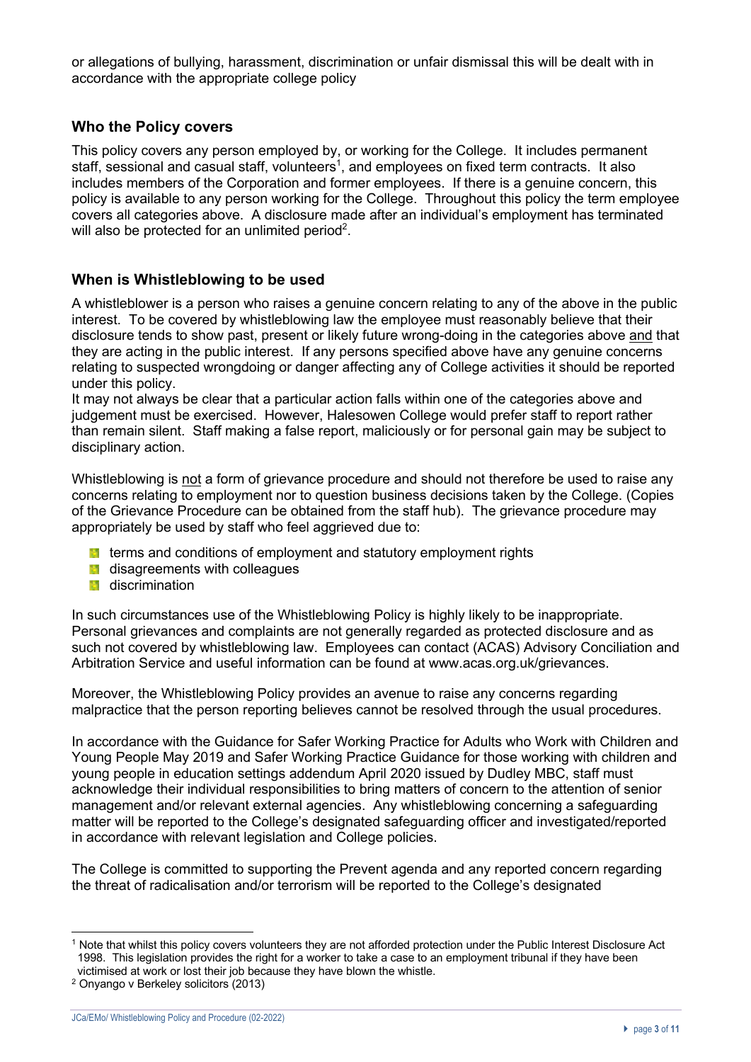or allegations of bullying, harassment, discrimination or unfair dismissal this will be dealt with in accordance with the appropriate college policy

## Who the Policy covers

This policy covers any person employed by, or working for the College. It includes permanent staff, sessional and casual staff, volunteers[1], and employees on fixed term contracts. It also includes members of the Corporation and former employees. If there is a genuine concern, this policy is available to any person working for the College. Throughout this policy the term employee covers all categories above. A disclosure made after an individual's employment has terminated will also be protected for an unlimited period[2].

## When is Whistleblowing to be used

A whistleblower is a person who raises a genuine concern relating to any of the above in the public interest. To be covered by whistleblowing law the employee must reasonably believe that their disclosure tends to show past, present or likely future wrong-doing in the categories above and that they are acting in the public interest. If any persons specified above have any genuine concerns relating to suspected wrongdoing or danger affecting any of College activities it should be reported under this policy.

It may not always be clear that a particular action falls within one of the categories above and judgement must be exercised. However, Halesowen College would prefer staff to report rather than remain silent. Staff making a false report, maliciously or for personal gain may be subject to disciplinary action.

Whistleblowing is not a form of grievance procedure and should not therefore be used to raise any concerns relating to employment nor to question business decisions taken by the College. (Copies of the Grievance Procedure can be obtained from the staff hub). The grievance procedure may appropriately be used by staff who feel aggrieved due to:

- terms and conditions of employment and statutory employment rights
- disagreements with colleagues
- discrimination

In such circumstances use of the Whistleblowing Policy is highly likely to be inappropriate. Personal grievances and complaints are not generally regarded as protected disclosure and as such not covered by whistleblowing law. Employees can contact (ACAS) Advisory Conciliation and Arbitration Service and useful information can be found at www.acas.org.uk/grievances.

Moreover, the Whistleblowing Policy provides an avenue to raise any concerns regarding malpractice that the person reporting believes cannot be resolved through the usual procedures.

In accordance with the Guidance for Safer Working Practice for Adults who Work with Children and Young People May 2019 and Safer Working Practice Guidance for those working with children and young people in education settings addendum April 2020 issued by Dudley MBC, staff must acknowledge their individual responsibilities to bring matters of concern to the attention of senior management and/or relevant external agencies. Any whistleblowing concerning a safeguarding matter will be reported to the College's designated safeguarding officer and investigated/reported in accordance with relevant legislation and College policies.

The College is committed to supporting the Prevent agenda and any reported concern regarding the threat of radicalisation and/or terrorism will be reported to the College's designated

---

[1] Note that whilst this policy covers volunteers they are not afforded protection under the Public Interest Disclosure Act 1998. This legislation provides the right for a worker to take a case to an employment tribunal if they have been victimised at work or lost their job because they have blown the whistle.

[2] Onyango v Berkeley solicitors (2013)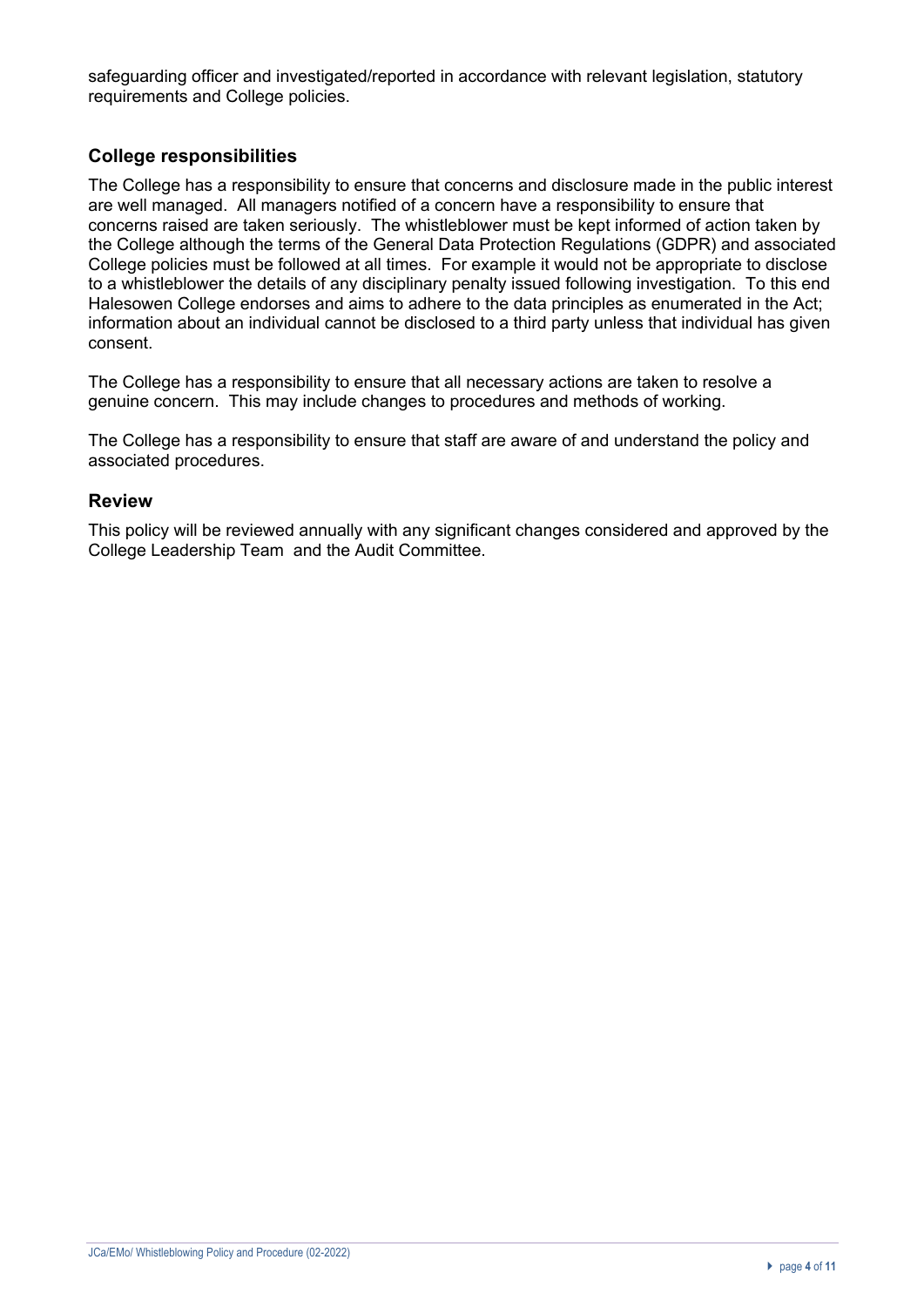safeguarding officer and investigated/reported in accordance with relevant legislation, statutory requirements and College policies.

## College responsibilities

The College has a responsibility to ensure that concerns and disclosure made in the public interest are well managed. All managers notified of a concern have a responsibility to ensure that concerns raised are taken seriously. The whistleblower must be kept informed of action taken by the College although the terms of the General Data Protection Regulations (GDPR) and associated College policies must be followed at all times. For example it would not be appropriate to disclose to a whistleblower the details of any disciplinary penalty issued following investigation. To this end Halesowen College endorses and aims to adhere to the data principles as enumerated in the Act; information about an individual cannot be disclosed to a third party unless that individual has given consent.

The College has a responsibility to ensure that all necessary actions are taken to resolve a genuine concern. This may include changes to procedures and methods of working.

The College has a responsibility to ensure that staff are aware of and understand the policy and associated procedures.

## Review

This policy will be reviewed annually with any significant changes considered and approved by the College Leadership Team and the Audit Committee.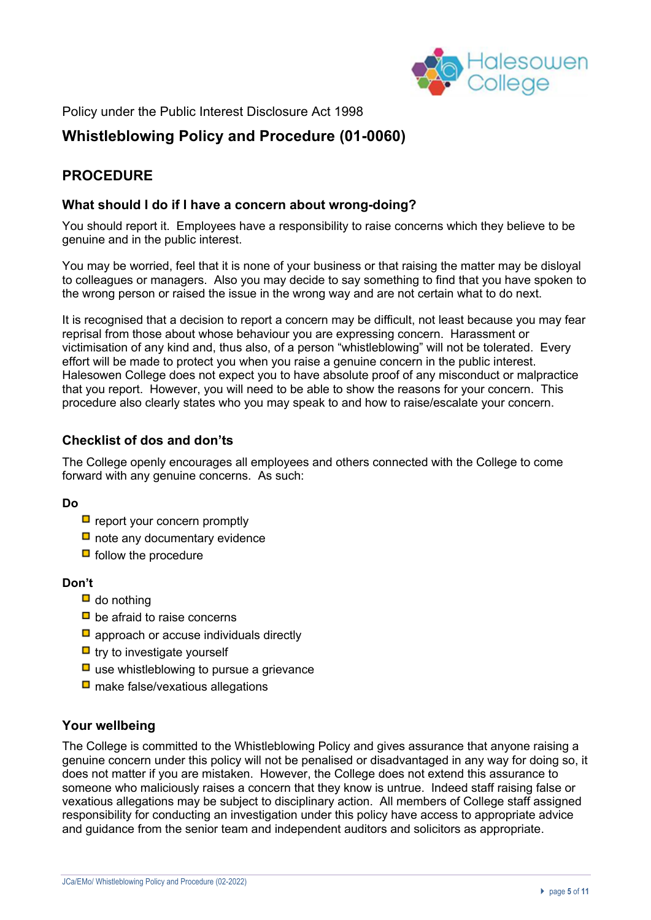Policy under the Public Interest Disclosure Act 1998

# Whistleblowing Policy and Procedure (01-0060)

## PROCEDURE

### What should I do if I have a concern about wrong-doing?

You should report it. Employees have a responsibility to raise concerns which they believe to be genuine and in the public interest.

You may be worried, feel that it is none of your business or that raising the matter may be disloyal to colleagues or managers. Also you may decide to say something to find that you have spoken to the wrong person or raised the issue in the wrong way and are not certain what to do next.

It is recognised that a decision to report a concern may be difficult, not least because you may fear reprisal from those about whose behaviour you are expressing concern. Harassment or victimisation of any kind and, thus also, of a person "whistleblowing" will not be tolerated. Every effort will be made to protect you when you raise a genuine concern in the public interest. Halesowen College does not expect you to have absolute proof of any misconduct or malpractice that you report. However, you will need to be able to show the reasons for your concern. This procedure also clearly states who you may speak to and how to raise/escalate your concern.

### Checklist of dos and don'ts

The College openly encourages all employees and others connected with the College to come forward with any genuine concerns. As such:

**Do**

- report your concern promptly
- note any documentary evidence
- follow the procedure

**Don't**

- do nothing
- be afraid to raise concerns
- approach or accuse individuals directly
- try to investigate yourself
- use whistleblowing to pursue a grievance
- make false/vexatious allegations

### Your wellbeing

The College is committed to the Whistleblowing Policy and gives assurance that anyone raising a genuine concern under this policy will not be penalised or disadvantaged in any way for doing so, it does not matter if you are mistaken. However, the College does not extend this assurance to someone who maliciously raises a concern that they know is untrue. Indeed staff raising false or vexatious allegations may be subject to disciplinary action. All members of College staff assigned responsibility for conducting an investigation under this policy have access to appropriate advice and guidance from the senior team and independent auditors and solicitors as appropriate.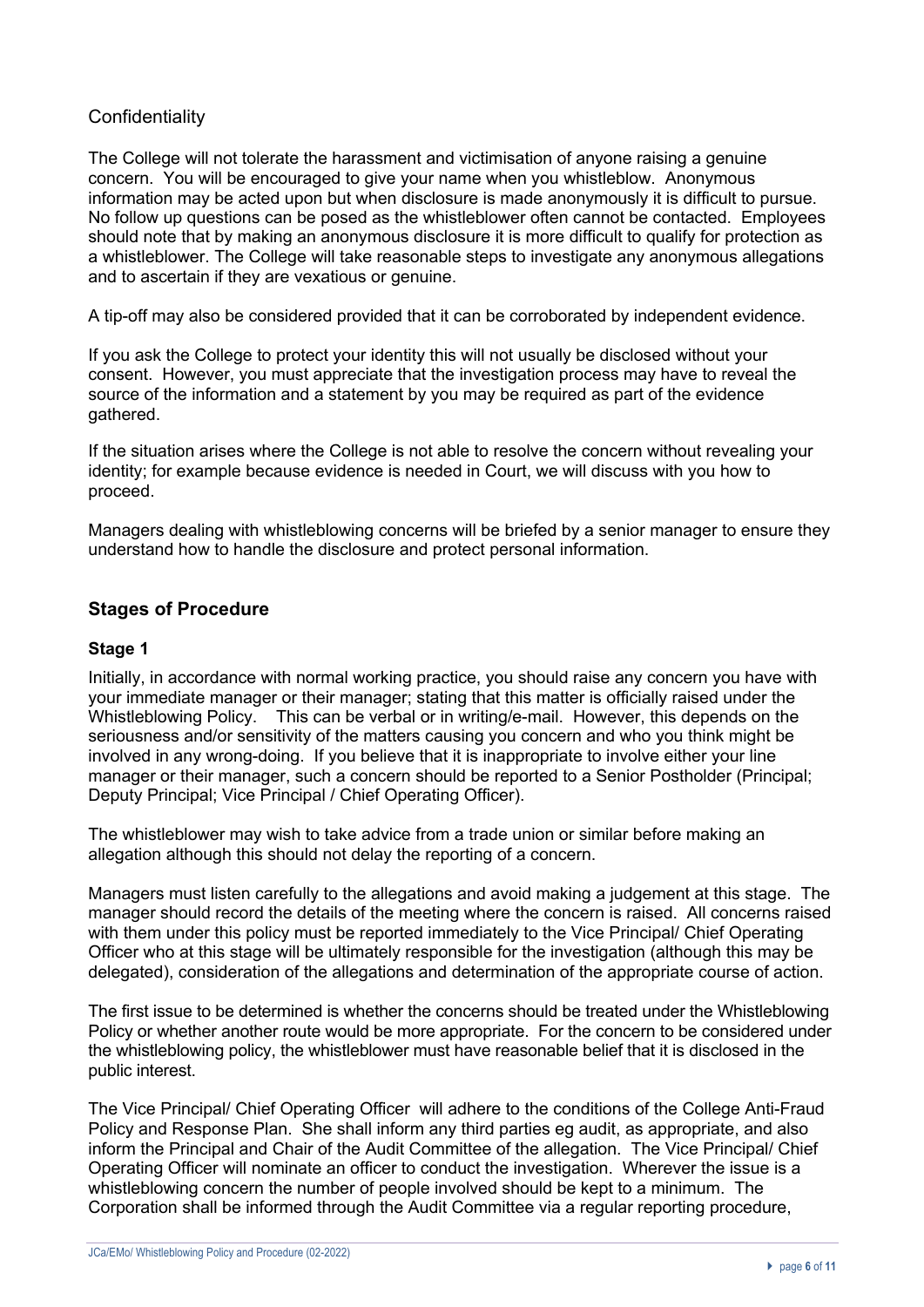## Confidentiality

The College will not tolerate the harassment and victimisation of anyone raising a genuine concern. You will be encouraged to give your name when you whistleblow. Anonymous information may be acted upon but when disclosure is made anonymously it is difficult to pursue. No follow up questions can be posed as the whistleblower often cannot be contacted. Employees should note that by making an anonymous disclosure it is more difficult to qualify for protection as a whistleblower. The College will take reasonable steps to investigate any anonymous allegations and to ascertain if they are vexatious or genuine.

A tip-off may also be considered provided that it can be corroborated by independent evidence.

If you ask the College to protect your identity this will not usually be disclosed without your consent. However, you must appreciate that the investigation process may have to reveal the source of the information and a statement by you may be required as part of the evidence gathered.

If the situation arises where the College is not able to resolve the concern without revealing your identity; for example because evidence is needed in Court, we will discuss with you how to proceed.

Managers dealing with whistleblowing concerns will be briefed by a senior manager to ensure they understand how to handle the disclosure and protect personal information.

## Stages of Procedure

### Stage 1

Initially, in accordance with normal working practice, you should raise any concern you have with your immediate manager or their manager; stating that this matter is officially raised under the Whistleblowing Policy. This can be verbal or in writing/e-mail. However, this depends on the seriousness and/or sensitivity of the matters causing you concern and who you think might be involved in any wrong-doing. If you believe that it is inappropriate to involve either your line manager or their manager, such a concern should be reported to a Senior Postholder (Principal; Deputy Principal; Vice Principal / Chief Operating Officer).

The whistleblower may wish to take advice from a trade union or similar before making an allegation although this should not delay the reporting of a concern.

Managers must listen carefully to the allegations and avoid making a judgement at this stage. The manager should record the details of the meeting where the concern is raised. All concerns raised with them under this policy must be reported immediately to the Vice Principal/ Chief Operating Officer who at this stage will be ultimately responsible for the investigation (although this may be delegated), consideration of the allegations and determination of the appropriate course of action.

The first issue to be determined is whether the concerns should be treated under the Whistleblowing Policy or whether another route would be more appropriate. For the concern to be considered under the whistleblowing policy, the whistleblower must have reasonable belief that it is disclosed in the public interest.

The Vice Principal/ Chief Operating Officer will adhere to the conditions of the College Anti-Fraud Policy and Response Plan. She shall inform any third parties eg audit, as appropriate, and also inform the Principal and Chair of the Audit Committee of the allegation. The Vice Principal/ Chief Operating Officer will nominate an officer to conduct the investigation. Wherever the issue is a whistleblowing concern the number of people involved should be kept to a minimum. The Corporation shall be informed through the Audit Committee via a regular reporting procedure,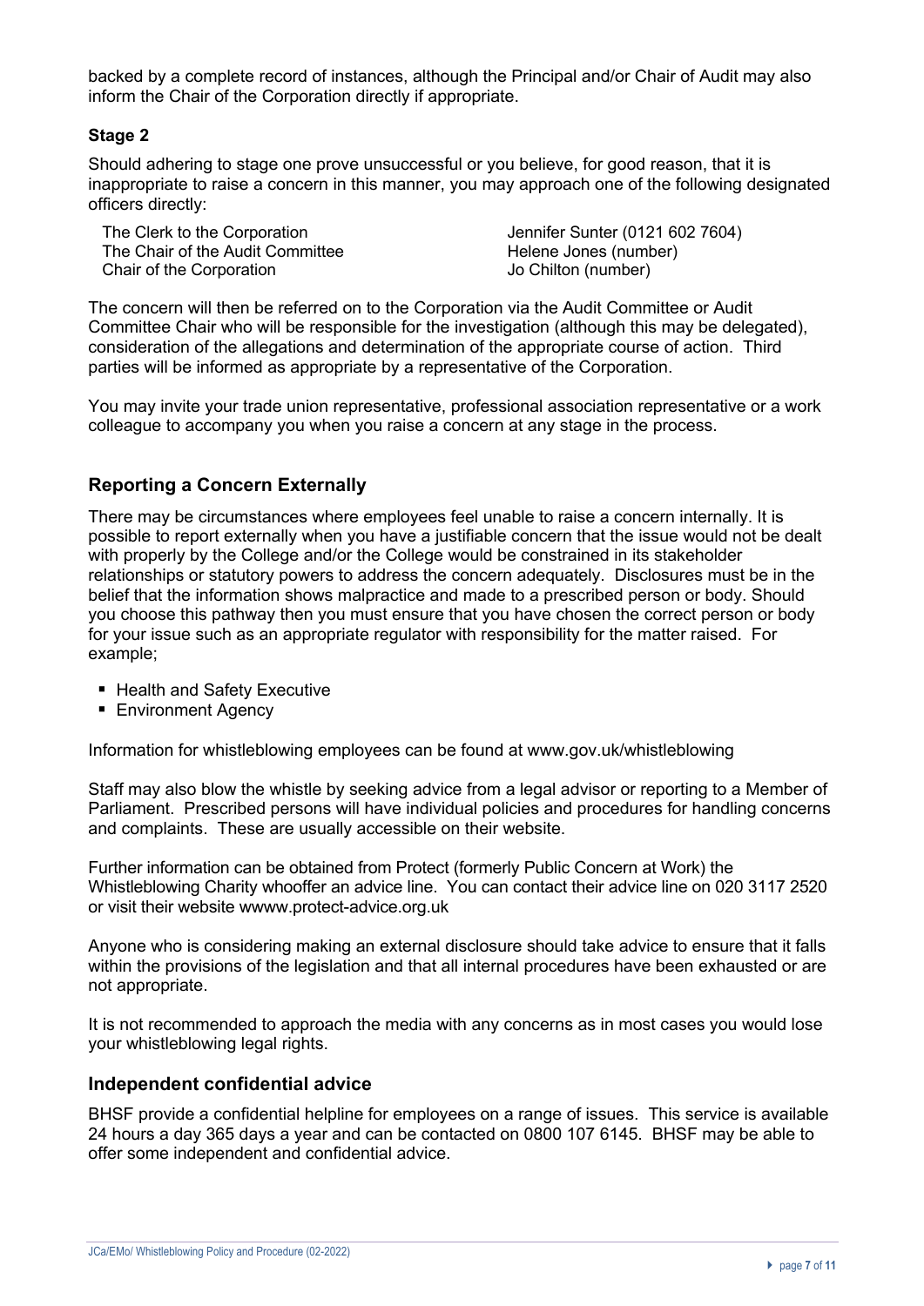backed by a complete record of instances, although the Principal and/or Chair of Audit may also inform the Chair of the Corporation directly if appropriate.

**Stage 2**

Should adhering to stage one prove unsuccessful or you believe, for good reason, that it is inappropriate to raise a concern in this manner, you may approach one of the following designated officers directly:

| | |
|---|---|
| The Clerk to the Corporation | Jennifer Sunter (0121 602 7604) |
| The Chair of the Audit Committee | Helene Jones (number) |
| Chair of the Corporation | Jo Chilton (number) |

The concern will then be referred on to the Corporation via the Audit Committee or Audit Committee Chair who will be responsible for the investigation (although this may be delegated), consideration of the allegations and determination of the appropriate course of action. Third parties will be informed as appropriate by a representative of the Corporation.

You may invite your trade union representative, professional association representative or a work colleague to accompany you when you raise a concern at any stage in the process.

## Reporting a Concern Externally

There may be circumstances where employees feel unable to raise a concern internally. It is possible to report externally when you have a justifiable concern that the issue would not be dealt with properly by the College and/or the College would be constrained in its stakeholder relationships or statutory powers to address the concern adequately. Disclosures must be in the belief that the information shows malpractice and made to a prescribed person or body. Should you choose this pathway then you must ensure that you have chosen the correct person or body for your issue such as an appropriate regulator with responsibility for the matter raised. For example;

- Health and Safety Executive
- Environment Agency

Information for whistleblowing employees can be found at www.gov.uk/whistleblowing

Staff may also blow the whistle by seeking advice from a legal advisor or reporting to a Member of Parliament. Prescribed persons will have individual policies and procedures for handling concerns and complaints. These are usually accessible on their website.

Further information can be obtained from Protect (formerly Public Concern at Work) the Whistleblowing Charity whooffer an advice line. You can contact their advice line on 020 3117 2520 or visit their website wwww.protect-advice.org.uk

Anyone who is considering making an external disclosure should take advice to ensure that it falls within the provisions of the legislation and that all internal procedures have been exhausted or are not appropriate.

It is not recommended to approach the media with any concerns as in most cases you would lose your whistleblowing legal rights.

## Independent confidential advice

BHSF provide a confidential helpline for employees on a range of issues. This service is available 24 hours a day 365 days a year and can be contacted on 0800 107 6145. BHSF may be able to offer some independent and confidential advice.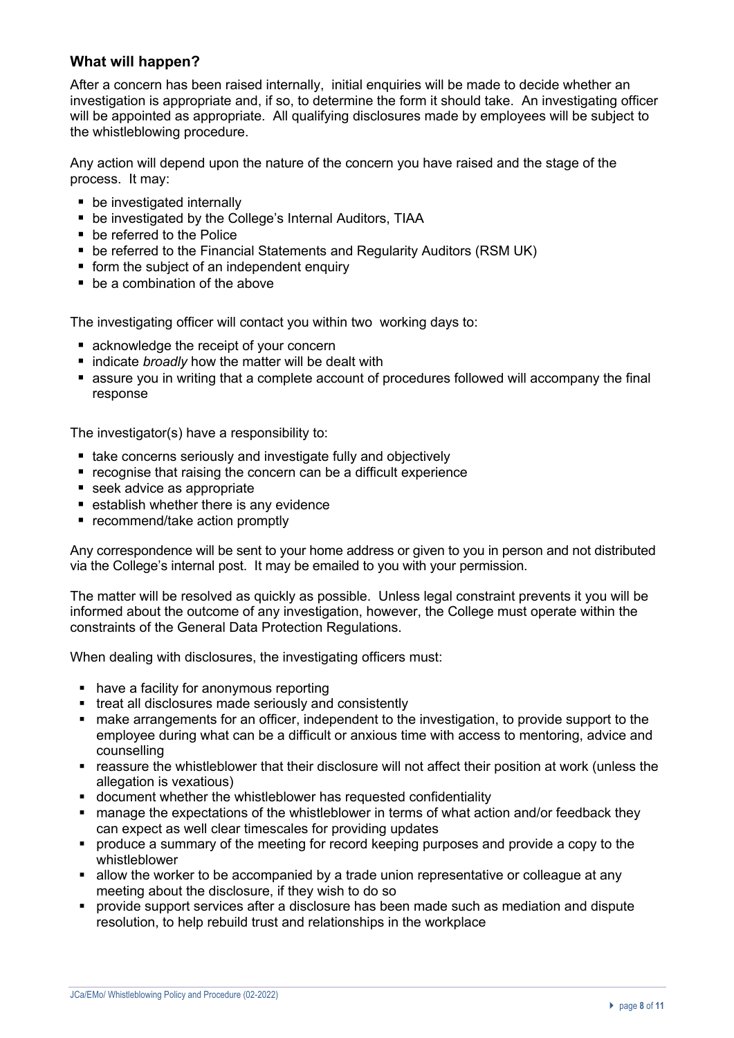### What will happen?

After a concern has been raised internally, initial enquiries will be made to decide whether an investigation is appropriate and, if so, to determine the form it should take. An investigating officer will be appointed as appropriate. All qualifying disclosures made by employees will be subject to the whistleblowing procedure.

Any action will depend upon the nature of the concern you have raised and the stage of the process. It may:

- be investigated internally
- be investigated by the College's Internal Auditors, TIAA
- be referred to the Police
- be referred to the Financial Statements and Regularity Auditors (RSM UK)
- form the subject of an independent enquiry
- be a combination of the above

The investigating officer will contact you within two working days to:

- acknowledge the receipt of your concern
- indicate *broadly* how the matter will be dealt with
- assure you in writing that a complete account of procedures followed will accompany the final response

The investigator(s) have a responsibility to:

- take concerns seriously and investigate fully and objectively
- recognise that raising the concern can be a difficult experience
- seek advice as appropriate
- establish whether there is any evidence
- recommend/take action promptly

Any correspondence will be sent to your home address or given to you in person and not distributed via the College's internal post. It may be emailed to you with your permission.

The matter will be resolved as quickly as possible. Unless legal constraint prevents it you will be informed about the outcome of any investigation, however, the College must operate within the constraints of the General Data Protection Regulations.

When dealing with disclosures, the investigating officers must:

- have a facility for anonymous reporting
- treat all disclosures made seriously and consistently
- make arrangements for an officer, independent to the investigation, to provide support to the employee during what can be a difficult or anxious time with access to mentoring, advice and counselling
- reassure the whistleblower that their disclosure will not affect their position at work (unless the allegation is vexatious)
- document whether the whistleblower has requested confidentiality
- manage the expectations of the whistleblower in terms of what action and/or feedback they can expect as well clear timescales for providing updates
- produce a summary of the meeting for record keeping purposes and provide a copy to the whistleblower
- allow the worker to be accompanied by a trade union representative or colleague at any meeting about the disclosure, if they wish to do so
- provide support services after a disclosure has been made such as mediation and dispute resolution, to help rebuild trust and relationships in the workplace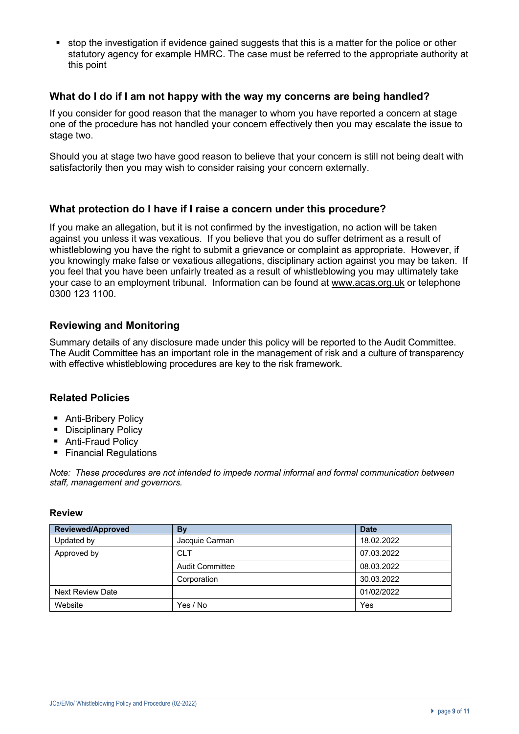- stop the investigation if evidence gained suggests that this is a matter for the police or other statutory agency for example HMRC. The case must be referred to the appropriate authority at this point

## What do I do if I am not happy with the way my concerns are being handled?

If you consider for good reason that the manager to whom you have reported a concern at stage one of the procedure has not handled your concern effectively then you may escalate the issue to stage two.

Should you at stage two have good reason to believe that your concern is still not being dealt with satisfactorily then you may wish to consider raising your concern externally.

## What protection do I have if I raise a concern under this procedure?

If you make an allegation, but it is not confirmed by the investigation, no action will be taken against you unless it was vexatious. If you believe that you do suffer detriment as a result of whistleblowing you have the right to submit a grievance or complaint as appropriate. However, if you knowingly make false or vexatious allegations, disciplinary action against you may be taken. If you feel that you have been unfairly treated as a result of whistleblowing you may ultimately take your case to an employment tribunal. Information can be found at www.acas.org.uk or telephone 0300 123 1100.

## Reviewing and Monitoring

Summary details of any disclosure made under this policy will be reported to the Audit Committee. The Audit Committee has an important role in the management of risk and a culture of transparency with effective whistleblowing procedures are key to the risk framework.

## Related Policies

- Anti-Bribery Policy
- Disciplinary Policy
- Anti-Fraud Policy
- Financial Regulations

*Note: These procedures are not intended to impede normal informal and formal communication between staff, management and governors.*

### Review

| Reviewed/Approved | By | Date |
|---|---|---|
| Updated by | Jacquie Carman | 18.02.2022 |
| Approved by | CLT | 07.03.2022 |
| | Audit Committee | 08.03.2022 |
| | Corporation | 30.03.2022 |
| Next Review Date | | 01/02/2022 |
| Website | Yes / No | Yes |

JCa/EMo/ Whistleblowing Policy and Procedure (02-2022)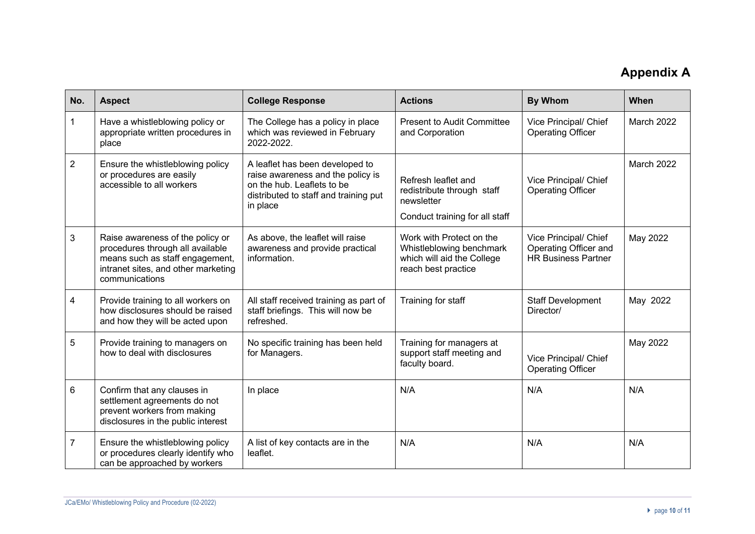# Appendix A

| No. | Aspect | College Response | Actions | By Whom | When |
|---|---|---|---|---|---|
| 1 | Have a whistleblowing policy or appropriate written procedures in place | The College has a policy in place which was reviewed in February 2022-2022. | Present to Audit Committee and Corporation | Vice Principal/ Chief Operating Officer | March 2022 |
| 2 | Ensure the whistleblowing policy or procedures are easily accessible to all workers | A leaflet has been developed to raise awareness and the policy is on the hub. Leaflets to be distributed to staff and training put in place | Refresh leaflet and redistribute through staff newsletter<br><br>Conduct training for all staff | Vice Principal/ Chief Operating Officer | March 2022 |
| 3 | Raise awareness of the policy or procedures through all available means such as staff engagement, intranet sites, and other marketing communications | As above, the leaflet will raise awareness and provide practical information. | Work with Protect on the Whistleblowing benchmark which will aid the College reach best practice | Vice Principal/ Chief Operating Officer and HR Business Partner | May 2022 |
| 4 | Provide training to all workers on how disclosures should be raised and how they will be acted upon | All staff received training as part of staff briefings. This will now be refreshed. | Training for staff | Staff Development Director/ | May 2022 |
| 5 | Provide training to managers on how to deal with disclosures | No specific training has been held for Managers. | Training for managers at support staff meeting and faculty board. | Vice Principal/ Chief Operating Officer | May 2022 |
| 6 | Confirm that any clauses in settlement agreements do not prevent workers from making disclosures in the public interest | In place | N/A | N/A | N/A |
| 7 | Ensure the whistleblowing policy or procedures clearly identify who can be approached by workers | A list of key contacts are in the leaflet. | N/A | N/A | N/A |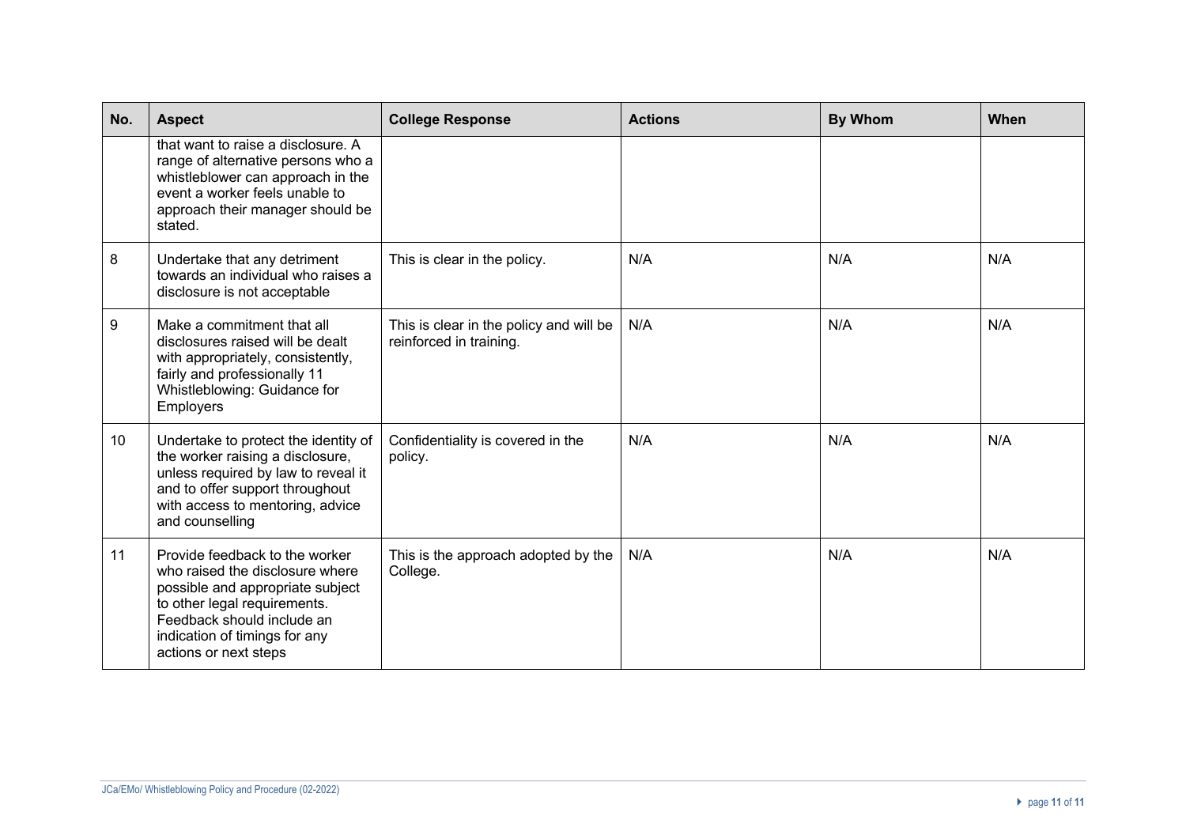| No. | Aspect | College Response | Actions | By Whom | When |
|---|---|---|---|---|---|
| | that want to raise a disclosure. A range of alternative persons who a whistleblower can approach in the event a worker feels unable to approach their manager should be stated. | | | | |
| 8 | Undertake that any detriment towards an individual who raises a disclosure is not acceptable | This is clear in the policy. | N/A | N/A | N/A |
| 9 | Make a commitment that all disclosures raised will be dealt with appropriately, consistently, fairly and professionally 11 Whistleblowing: Guidance for Employers | This is clear in the policy and will be reinforced in training. | N/A | N/A | N/A |
| 10 | Undertake to protect the identity of the worker raising a disclosure, unless required by law to reveal it and to offer support throughout with access to mentoring, advice and counselling | Confidentiality is covered in the policy. | N/A | N/A | N/A |
| 11 | Provide feedback to the worker who raised the disclosure where possible and appropriate subject to other legal requirements. Feedback should include an indication of timings for any actions or next steps | This is the approach adopted by the College. | N/A | N/A | N/A |